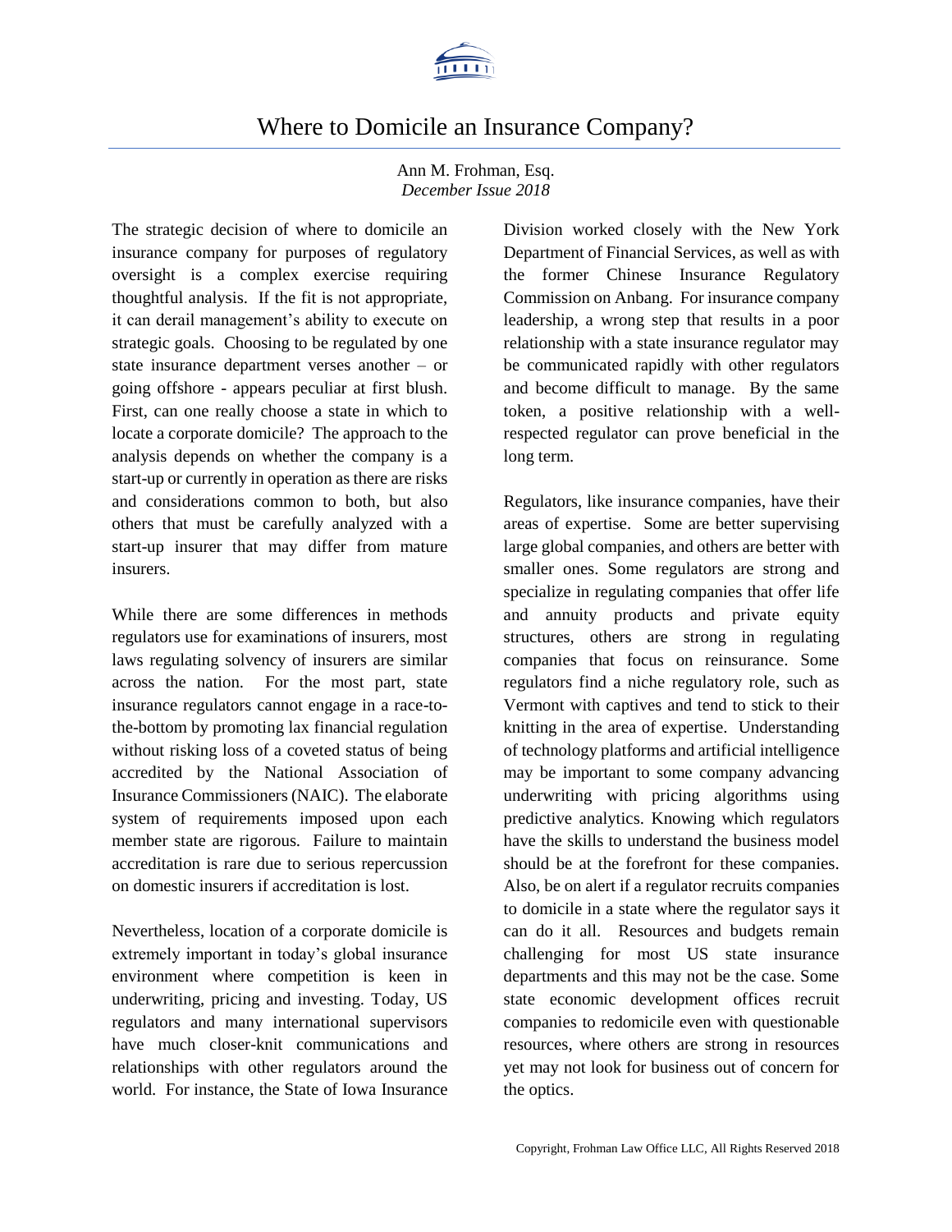# Where to Domicile an Insurance Company?

Ann M. Frohman, Esq.
*December Issue 2018*

The strategic decision of where to domicile an insurance company for purposes of regulatory oversight is a complex exercise requiring thoughtful analysis. If the fit is not appropriate, it can derail management's ability to execute on strategic goals. Choosing to be regulated by one state insurance department verses another – or going offshore - appears peculiar at first blush. First, can one really choose a state in which to locate a corporate domicile? The approach to the analysis depends on whether the company is a start-up or currently in operation as there are risks and considerations common to both, but also others that must be carefully analyzed with a start-up insurer that may differ from mature insurers.

While there are some differences in methods regulators use for examinations of insurers, most laws regulating solvency of insurers are similar across the nation. For the most part, state insurance regulators cannot engage in a race-to-the-bottom by promoting lax financial regulation without risking loss of a coveted status of being accredited by the National Association of Insurance Commissioners (NAIC). The elaborate system of requirements imposed upon each member state are rigorous. Failure to maintain accreditation is rare due to serious repercussion on domestic insurers if accreditation is lost.

Nevertheless, location of a corporate domicile is extremely important in today's global insurance environment where competition is keen in underwriting, pricing and investing. Today, US regulators and many international supervisors have much closer-knit communications and relationships with other regulators around the world. For instance, the State of Iowa Insurance Division worked closely with the New York Department of Financial Services, as well as with the former Chinese Insurance Regulatory Commission on Anbang. For insurance company leadership, a wrong step that results in a poor relationship with a state insurance regulator may be communicated rapidly with other regulators and become difficult to manage. By the same token, a positive relationship with a well-respected regulator can prove beneficial in the long term.

Regulators, like insurance companies, have their areas of expertise. Some are better supervising large global companies, and others are better with smaller ones. Some regulators are strong and specialize in regulating companies that offer life and annuity products and private equity structures, others are strong in regulating companies that focus on reinsurance. Some regulators find a niche regulatory role, such as Vermont with captives and tend to stick to their knitting in the area of expertise. Understanding of technology platforms and artificial intelligence may be important to some company advancing underwriting with pricing algorithms using predictive analytics. Knowing which regulators have the skills to understand the business model should be at the forefront for these companies. Also, be on alert if a regulator recruits companies to domicile in a state where the regulator says it can do it all. Resources and budgets remain challenging for most US state insurance departments and this may not be the case. Some state economic development offices recruit companies to redomicile even with questionable resources, where others are strong in resources yet may not look for business out of concern for the optics.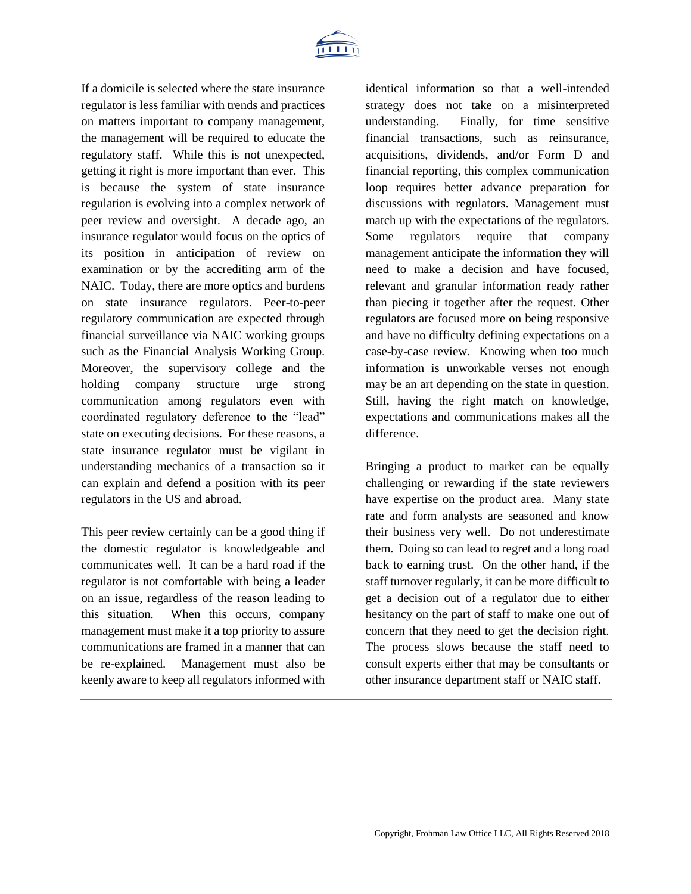If a domicile is selected where the state insurance regulator is less familiar with trends and practices on matters important to company management, the management will be required to educate the regulatory staff. While this is not unexpected, getting it right is more important than ever. This is because the system of state insurance regulation is evolving into a complex network of peer review and oversight. A decade ago, an insurance regulator would focus on the optics of its position in anticipation of review on examination or by the accrediting arm of the NAIC. Today, there are more optics and burdens on state insurance regulators. Peer-to-peer regulatory communication are expected through financial surveillance via NAIC working groups such as the Financial Analysis Working Group. Moreover, the supervisory college and the holding company structure urge strong communication among regulators even with coordinated regulatory deference to the "lead" state on executing decisions. For these reasons, a state insurance regulator must be vigilant in understanding mechanics of a transaction so it can explain and defend a position with its peer regulators in the US and abroad.

This peer review certainly can be a good thing if the domestic regulator is knowledgeable and communicates well. It can be a hard road if the regulator is not comfortable with being a leader on an issue, regardless of the reason leading to this situation. When this occurs, company management must make it a top priority to assure communications are framed in a manner that can be re-explained. Management must also be keenly aware to keep all regulators informed with identical information so that a well-intended strategy does not take on a misinterpreted understanding. Finally, for time sensitive financial transactions, such as reinsurance, acquisitions, dividends, and/or Form D and financial reporting, this complex communication loop requires better advance preparation for discussions with regulators. Management must match up with the expectations of the regulators. Some regulators require that company management anticipate the information they will need to make a decision and have focused, relevant and granular information ready rather than piecing it together after the request. Other regulators are focused more on being responsive and have no difficulty defining expectations on a case-by-case review. Knowing when too much information is unworkable verses not enough may be an art depending on the state in question. Still, having the right match on knowledge, expectations and communications makes all the difference.

Bringing a product to market can be equally challenging or rewarding if the state reviewers have expertise on the product area. Many state rate and form analysts are seasoned and know their business very well. Do not underestimate them. Doing so can lead to regret and a long road back to earning trust. On the other hand, if the staff turnover regularly, it can be more difficult to get a decision out of a regulator due to either hesitancy on the part of staff to make one out of concern that they need to get the decision right. The process slows because the staff need to consult experts either that may be consultants or other insurance department staff or NAIC staff.

Copyright, Frohman Law Office LLC, All Rights Reserved 2018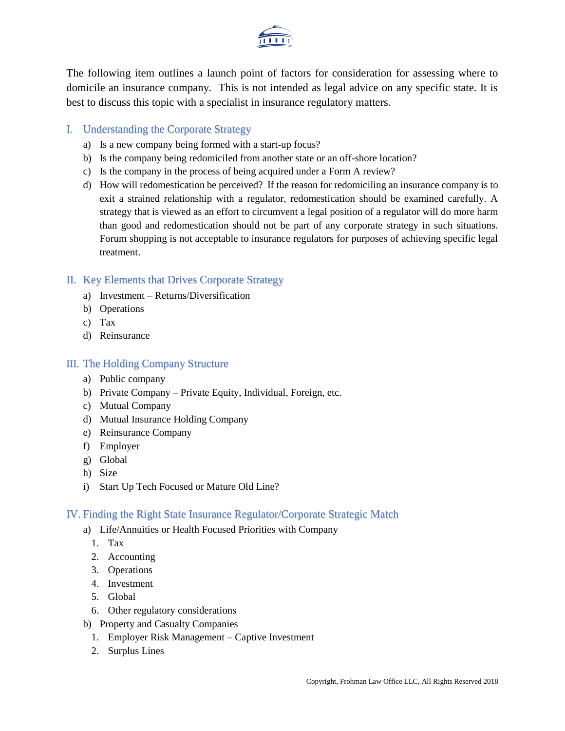The following item outlines a launch point of factors for consideration for assessing where to domicile an insurance company. This is not intended as legal advice on any specific state. It is best to discuss this topic with a specialist in insurance regulatory matters.

## I. Understanding the Corporate Strategy

a) Is a new company being formed with a start-up focus?

b) Is the company being redomiciled from another state or an off-shore location?

c) Is the company in the process of being acquired under a Form A review?

d) How will redomestication be perceived? If the reason for redomiciling an insurance company is to exit a strained relationship with a regulator, redomestication should be examined carefully. A strategy that is viewed as an effort to circumvent a legal position of a regulator will do more harm than good and redomestication should not be part of any corporate strategy in such situations. Forum shopping is not acceptable to insurance regulators for purposes of achieving specific legal treatment.

## II. Key Elements that Drives Corporate Strategy

a) Investment – Returns/Diversification

b) Operations

c) Tax

d) Reinsurance

## III. The Holding Company Structure

a) Public company

b) Private Company – Private Equity, Individual, Foreign, etc.

c) Mutual Company

d) Mutual Insurance Holding Company

e) Reinsurance Company

f) Employer

g) Global

h) Size

i) Start Up Tech Focused or Mature Old Line?

## IV. Finding the Right State Insurance Regulator/Corporate Strategic Match

a) Life/Annuities or Health Focused Priorities with Company

1. Tax
2. Accounting
3. Operations
4. Investment
5. Global
6. Other regulatory considerations

b) Property and Casualty Companies

1. Employer Risk Management – Captive Investment
2. Surplus Lines

Copyright, Frohman Law Office LLC, All Rights Reserved 2018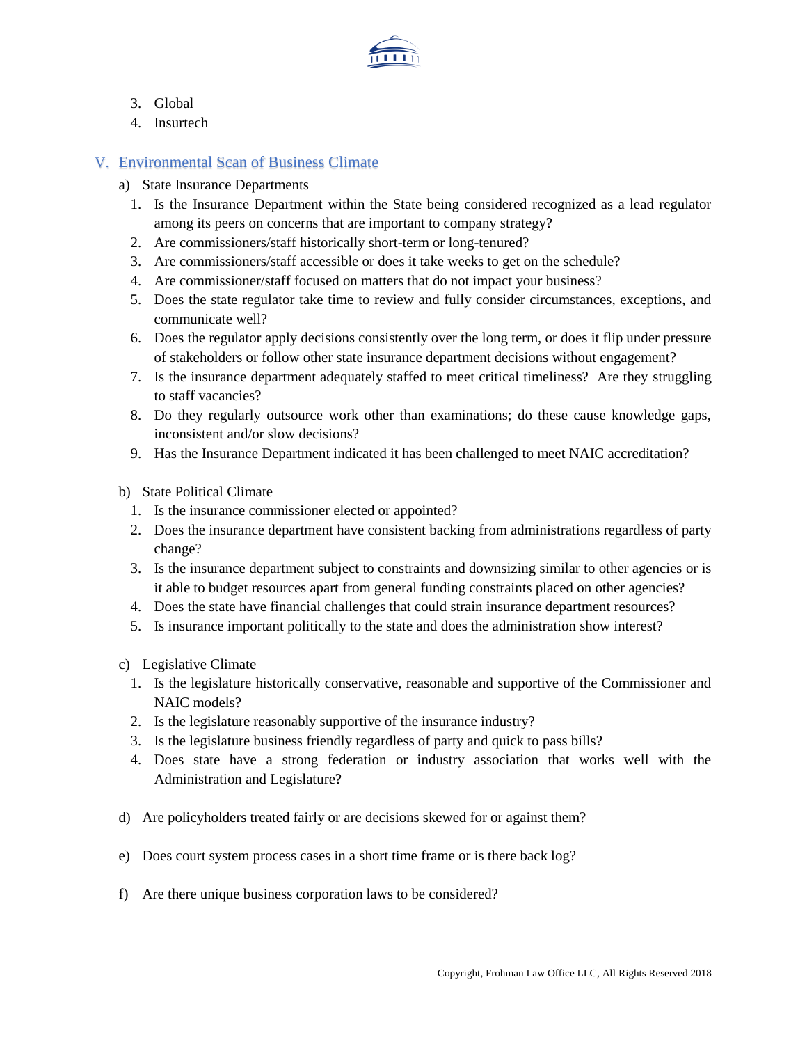3. Global
4. Insurtech

## V. Environmental Scan of Business Climate

a) State Insurance Departments

1. Is the Insurance Department within the State being considered recognized as a lead regulator among its peers on concerns that are important to company strategy?
2. Are commissioners/staff historically short-term or long-tenured?
3. Are commissioners/staff accessible or does it take weeks to get on the schedule?
4. Are commissioner/staff focused on matters that do not impact your business?
5. Does the state regulator take time to review and fully consider circumstances, exceptions, and communicate well?
6. Does the regulator apply decisions consistently over the long term, or does it flip under pressure of stakeholders or follow other state insurance department decisions without engagement?
7. Is the insurance department adequately staffed to meet critical timeliness? Are they struggling to staff vacancies?
8. Do they regularly outsource work other than examinations; do these cause knowledge gaps, inconsistent and/or slow decisions?
9. Has the Insurance Department indicated it has been challenged to meet NAIC accreditation?

b) State Political Climate

1. Is the insurance commissioner elected or appointed?
2. Does the insurance department have consistent backing from administrations regardless of party change?
3. Is the insurance department subject to constraints and downsizing similar to other agencies or is it able to budget resources apart from general funding constraints placed on other agencies?
4. Does the state have financial challenges that could strain insurance department resources?
5. Is insurance important politically to the state and does the administration show interest?

c) Legislative Climate

1. Is the legislature historically conservative, reasonable and supportive of the Commissioner and NAIC models?
2. Is the legislature reasonably supportive of the insurance industry?
3. Is the legislature business friendly regardless of party and quick to pass bills?
4. Does state have a strong federation or industry association that works well with the Administration and Legislature?

d) Are policyholders treated fairly or are decisions skewed for or against them?

e) Does court system process cases in a short time frame or is there back log?

f) Are there unique business corporation laws to be considered?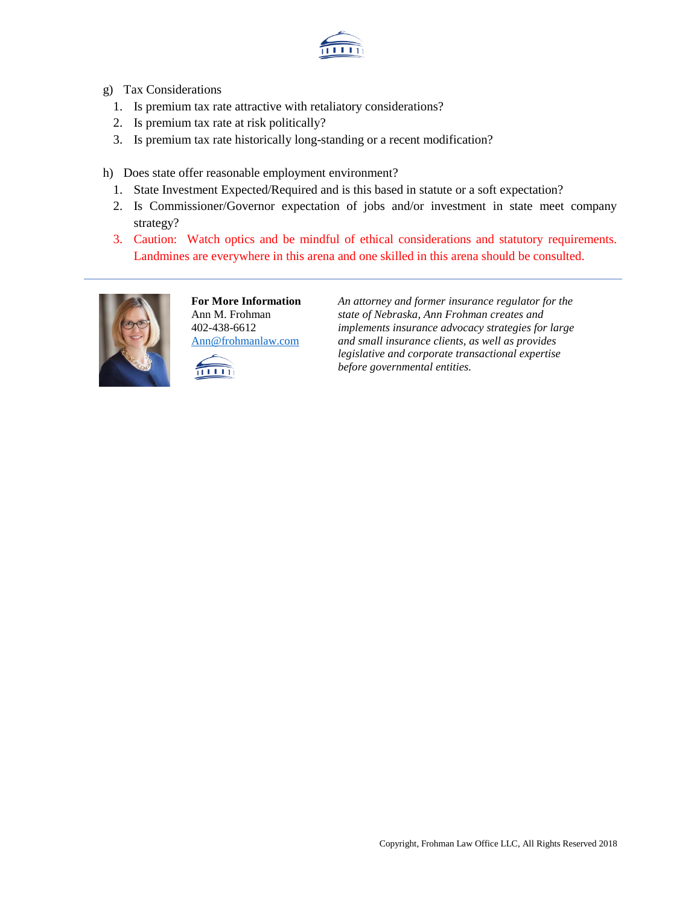g) Tax Considerations

1. Is premium tax rate attractive with retaliatory considerations?
2. Is premium tax rate at risk politically?
3. Is premium tax rate historically long-standing or a recent modification?

h) Does state offer reasonable employment environment?

1. State Investment Expected/Required and is this based in statute or a soft expectation?
2. Is Commissioner/Governor expectation of jobs and/or investment in state meet company strategy?
3. Caution: Watch optics and be mindful of ethical considerations and statutory requirements. Landmines are everywhere in this arena and one skilled in this arena should be consulted.

---

**For More Information**
Ann M. Frohman
402-438-6612
Ann@frohmanlaw.com

*An attorney and former insurance regulator for the state of Nebraska, Ann Frohman creates and implements insurance advocacy strategies for large and small insurance clients, as well as provides legislative and corporate transactional expertise before governmental entities.*

Copyright, Frohman Law Office LLC, All Rights Reserved 2018